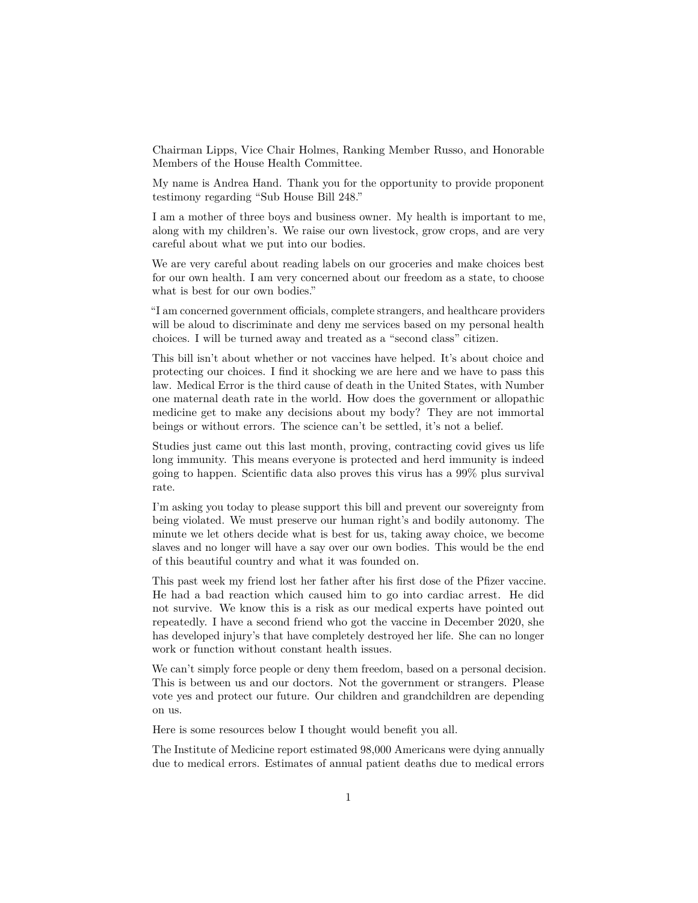Chairman Lipps, Vice Chair Holmes, Ranking Member Russo, and Honorable Members of the House Health Committee.

My name is Andrea Hand. Thank you for the opportunity to provide proponent testimony regarding "Sub House Bill 248."

I am a mother of three boys and business owner. My health is important to me, along with my children's. We raise our own livestock, grow crops, and are very careful about what we put into our bodies.

We are very careful about reading labels on our groceries and make choices best for our own health. I am very concerned about our freedom as a state, to choose what is best for our own bodies."

"I am concerned government officials, complete strangers, and healthcare providers will be aloud to discriminate and deny me services based on my personal health choices. I will be turned away and treated as a "second class" citizen.

This bill isn't about whether or not vaccines have helped. It's about choice and protecting our choices. I find it shocking we are here and we have to pass this law. Medical Error is the third cause of death in the United States, with Number one maternal death rate in the world. How does the government or allopathic medicine get to make any decisions about my body? They are not immortal beings or without errors. The science can't be settled, it's not a belief.

Studies just came out this last month, proving, contracting covid gives us life long immunity. This means everyone is protected and herd immunity is indeed going to happen. Scientific data also proves this virus has a 99% plus survival rate.

I'm asking you today to please support this bill and prevent our sovereignty from being violated. We must preserve our human right's and bodily autonomy. The minute we let others decide what is best for us, taking away choice, we become slaves and no longer will have a say over our own bodies. This would be the end of this beautiful country and what it was founded on.

This past week my friend lost her father after his first dose of the Pfizer vaccine. He had a bad reaction which caused him to go into cardiac arrest. He did not survive. We know this is a risk as our medical experts have pointed out repeatedly. I have a second friend who got the vaccine in December 2020, she has developed injury's that have completely destroyed her life. She can no longer work or function without constant health issues.

We can't simply force people or deny them freedom, based on a personal decision. This is between us and our doctors. Not the government or strangers. Please vote yes and protect our future. Our children and grandchildren are depending on us.

Here is some resources below I thought would benefit you all.

The Institute of Medicine report estimated 98,000 Americans were dying annually due to medical errors. Estimates of annual patient deaths due to medical errors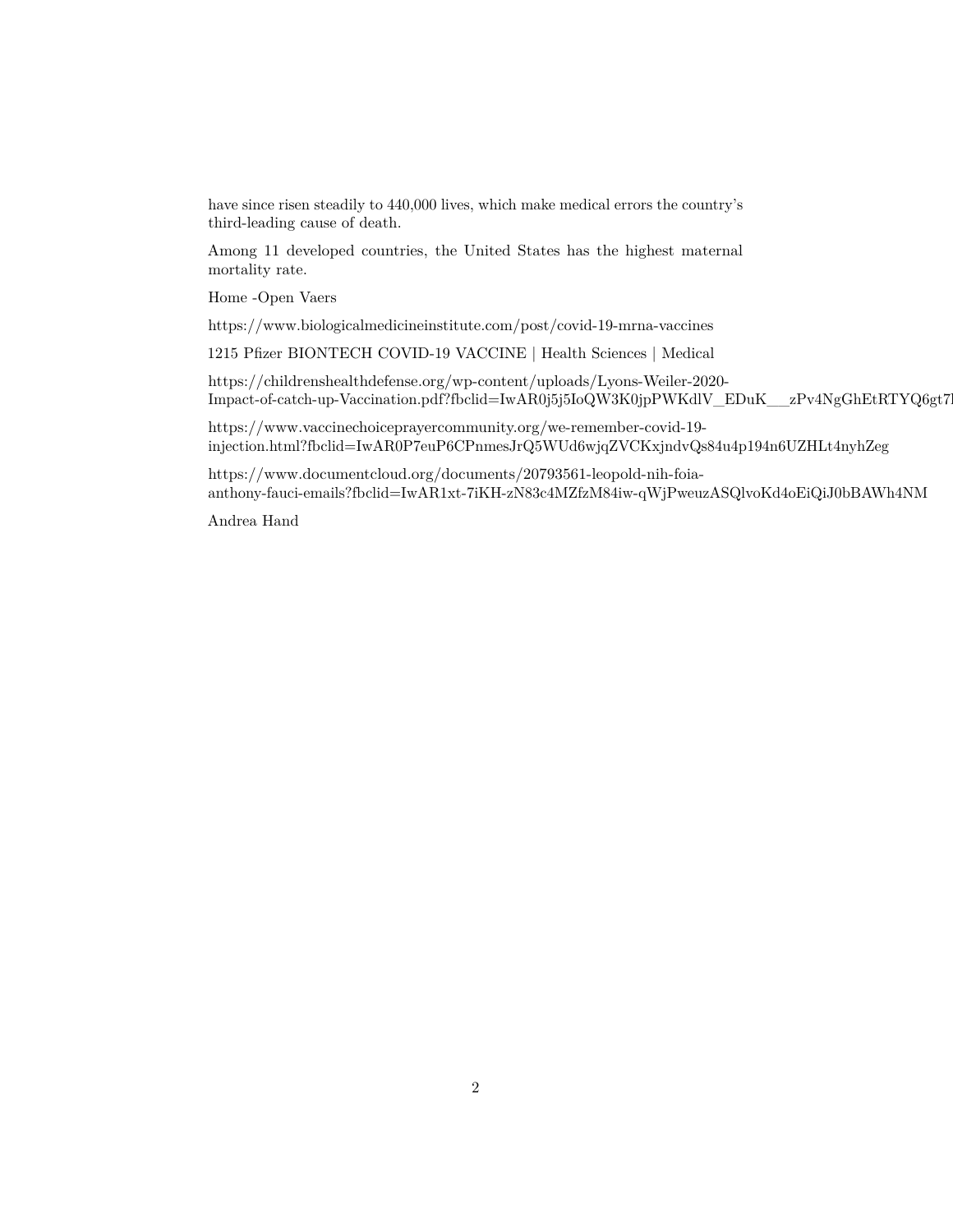have since risen steadily to 440,000 lives, which make medical errors the country's third-leading cause of death.

Among 11 developed countries, the United States has the highest maternal mortality rate.

Home -Open Vaers

https://www.biologicalmedicineinstitute.com/post/covid-19-mrna-vaccines

1215 Pfizer BIONTECH COVID-19 VACCINE | Health Sciences | Medical

https://childrenshealthdefense.org/wp-content/uploads/Lyons-Weiler-2020-Impact-of-catch-up-Vaccination.pdf?fbclid=IwAR0j5j5IoQW3K0jpPWKdlV_EDuK___zPv4NgGhEtRTYQ6gt7

https://www.vaccinechoiceprayercommunity.org/we-remember-covid-19-injection.html?fbclid=IwAR0P7euP6CPnmesJrQ5WUd6wjqZVCKxjndvQs84u4p194n6UZHLt4nyhZeg

https://www.documentcloud.org/documents/20793561-leopold-nih-foia-anthony-fauci-emails?fbclid=IwAR1xt-7iKH-zN83c4MZfzM84iw-qWjPweuzASQlvoKd4oEiQiJ0bBAWh4NM

Andrea Hand